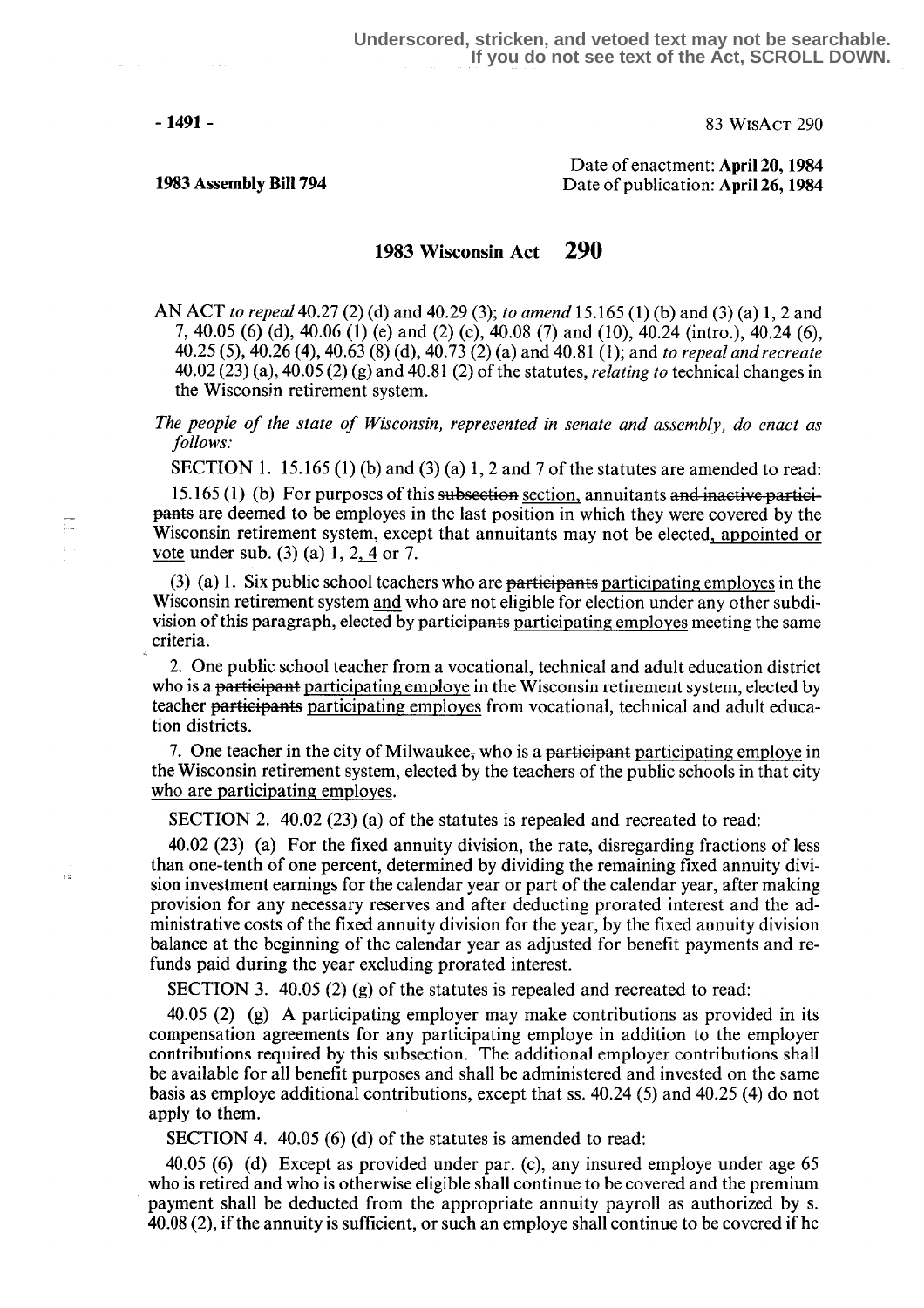Underscored, stricken, and vetoed text may not be searchable. If you do not see text of the Act, SCROLL DOWN.

83 WisAct 290

**1983 Assembly Bill 794**

Date of enactment: **April 20, 1984**
Date of publication: **April 26, 1984**

# 1983 Wisconsin Act 290

AN ACT *to repeal* 40.27 (2) (d) and 40.29 (3); *to amend* 15.165 (1) (b) and (3) (a) 1, 2 and 7, 40.05 (6) (d), 40.06 (1) (e) and (2) (c), 40.08 (7) and (10), 40.24 (intro.), 40.24 (6), 40.25 (5), 40.26 (4), 40.63 (8) (d), 40.73 (2) (a) and 40.81 (1); and *to repeal and recreate* 40.02 (23) (a), 40.05 (2) (g) and 40.81 (2) of the statutes, *relating to* technical changes in the Wisconsin retirement system.

*The people of the state of Wisconsin, represented in senate and assembly, do enact as follows:*

SECTION 1. 15.165 (1) (b) and (3) (a) 1, 2 and 7 of the statutes are amended to read:

15.165 (1) (b) For purposes of this ~~subsection~~ section, annuitants ~~and inactive participants~~ are deemed to be employes in the last position in which they were covered by the Wisconsin retirement system, except that annuitants may not be elected, appointed or vote under sub. (3) (a) 1, 2, 4 or 7.

(3) (a) 1. Six public school teachers who are ~~participants~~ participating employes in the Wisconsin retirement system and who are not eligible for election under any other subdivision of this paragraph, elected by ~~participants~~ participating employes meeting the same criteria.

2. One public school teacher from a vocational, technical and adult education district who is a ~~participant~~ participating employe in the Wisconsin retirement system, elected by teacher ~~participants~~ participating employes from vocational, technical and adult education districts.

7. One teacher in the city of Milwaukee~~,~~ who is a ~~participant~~ participating employe in the Wisconsin retirement system, elected by the teachers of the public schools in that city who are participating employes.

SECTION 2. 40.02 (23) (a) of the statutes is repealed and recreated to read:

40.02 (23) (a) For the fixed annuity division, the rate, disregarding fractions of less than one-tenth of one percent, determined by dividing the remaining fixed annuity division investment earnings for the calendar year or part of the calendar year, after making provision for any necessary reserves and after deducting prorated interest and the administrative costs of the fixed annuity division for the year, by the fixed annuity division balance at the beginning of the calendar year as adjusted for benefit payments and refunds paid during the year excluding prorated interest.

SECTION 3. 40.05 (2) (g) of the statutes is repealed and recreated to read:

40.05 (2) (g) A participating employer may make contributions as provided in its compensation agreements for any participating employe in addition to the employer contributions required by this subsection. The additional employer contributions shall be available for all benefit purposes and shall be administered and invested on the same basis as employe additional contributions, except that ss. 40.24 (5) and 40.25 (4) do not apply to them.

SECTION 4. 40.05 (6) (d) of the statutes is amended to read:

40.05 (6) (d) Except as provided under par. (c), any insured employe under age 65 who is retired and who is otherwise eligible shall continue to be covered and the premium payment shall be deducted from the appropriate annuity payroll as authorized by s. 40.08 (2), if the annuity is sufficient, or such an employe shall continue to be covered if he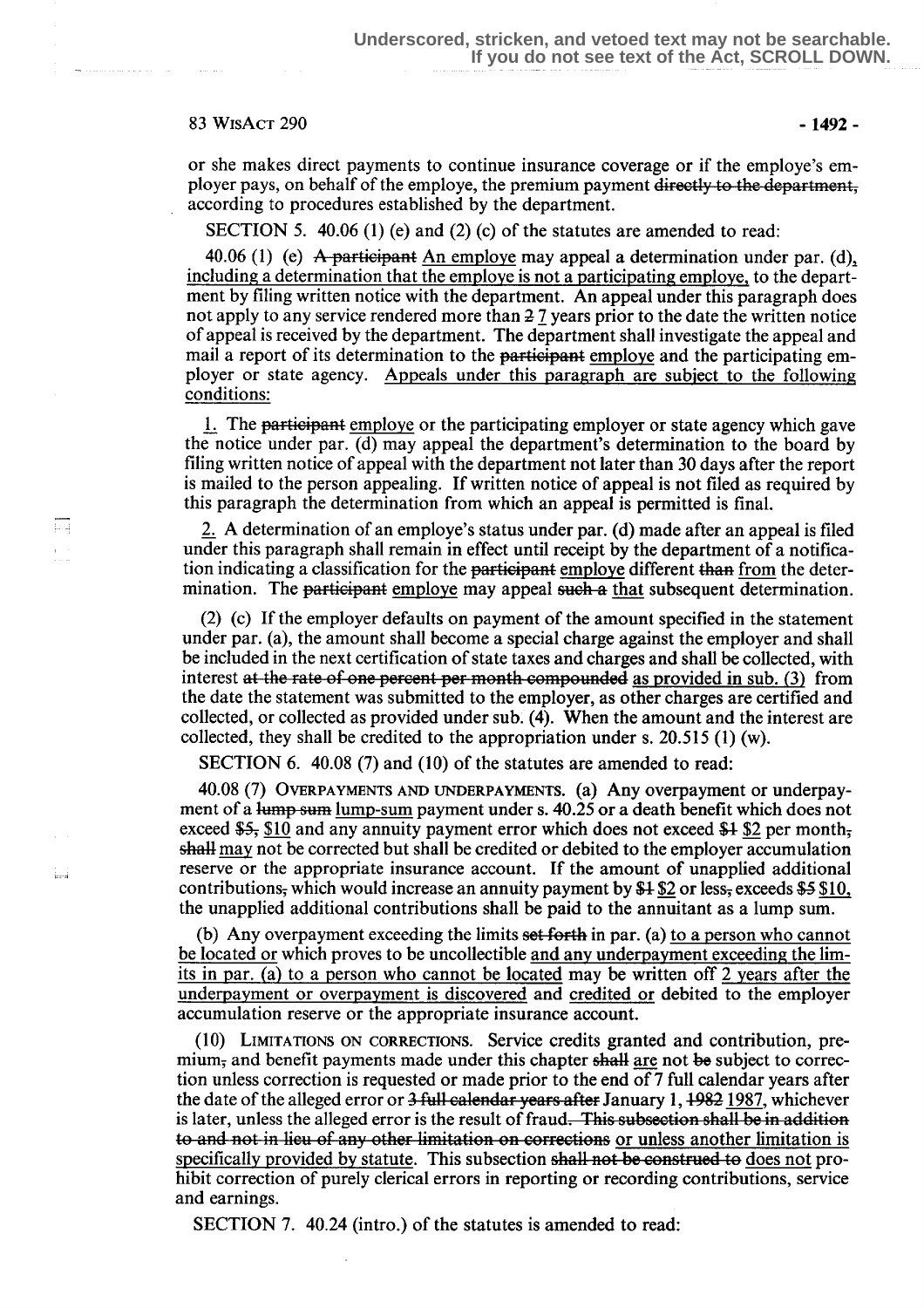or she makes direct payments to continue insurance coverage or if the employe's employer pays, on behalf of the employe, the premium payment ~~directly to the department,~~ according to procedures established by the department.

SECTION 5. 40.06 (1) (e) and (2) (c) of the statutes are amended to read:

40.06 (1) (e) ~~A participant~~ An employe may appeal a determination under par. (d), including a determination that the employe is not a participating employe, to the department by filing written notice with the department. An appeal under this paragraph does not apply to any service rendered more than ~~2~~ 7 years prior to the date the written notice of appeal is received by the department. The department shall investigate the appeal and mail a report of its determination to the ~~participant~~ employe and the participating employer or state agency. Appeals under this paragraph are subject to the following conditions:

1. The ~~participant~~ employe or the participating employer or state agency which gave the notice under par. (d) may appeal the department's determination to the board by filing written notice of appeal with the department not later than 30 days after the report is mailed to the person appealing. If written notice of appeal is not filed as required by this paragraph the determination from which an appeal is permitted is final.

2. A determination of an employe's status under par. (d) made after an appeal is filed under this paragraph shall remain in effect until receipt by the department of a notification indicating a classification for the ~~participant~~ employe different ~~than~~ from the determination. The ~~participant~~ employe may appeal ~~such a~~ that subsequent determination.

(2) (c) If the employer defaults on payment of the amount specified in the statement under par. (a), the amount shall become a special charge against the employer and shall be included in the next certification of state taxes and charges and shall be collected, with interest ~~at the rate of one percent per month compounded~~ as provided in sub. (3) from the date the statement was submitted to the employer, as other charges are certified and collected, or collected as provided under sub. (4). When the amount and the interest are collected, they shall be credited to the appropriation under s. 20.515 (1) (w).

SECTION 6. 40.08 (7) and (10) of the statutes are amended to read:

40.08 (7) OVERPAYMENTS AND UNDERPAYMENTS. (a) Any overpayment or underpayment of a ~~lump sum~~ lump-sum payment under s. 40.25 or a death benefit which does not exceed ~~$5,~~ $10 and any annuity payment error which does not exceed ~~$1~~ $2 per month~~,~~ ~~shall~~ may not be corrected but shall be credited or debited to the employer accumulation reserve or the appropriate insurance account. If the amount of unapplied additional contributions~~,~~ which would increase an annuity payment by ~~$1~~ $2 or less~~,~~ exceeds ~~$5~~ $10, the unapplied additional contributions shall be paid to the annuitant as a lump sum.

(b) Any overpayment exceeding the limits ~~set forth~~ in par. (a) to a person who cannot be located or which proves to be uncollectible and any underpayment exceeding the limits in par. (a) to a person who cannot be located may be written off 2 years after the underpayment or overpayment is discovered and credited or debited to the employer accumulation reserve or the appropriate insurance account.

(10) LIMITATIONS ON CORRECTIONS. Service credits granted and contribution, premium~~,~~ and benefit payments made under this chapter ~~shall~~ are not ~~be~~ subject to correction unless correction is requested or made prior to the end of 7 full calendar years after the date of the alleged error or ~~3 full calendar years after~~ January 1, ~~1982~~ 1987, whichever is later, unless the alleged error is the result of fraud~~. This subsection shall be in addition to and not in lieu of any other limitation on corrections~~ or unless another limitation is specifically provided by statute. This subsection ~~shall not be construed to~~ does not prohibit correction of purely clerical errors in reporting or recording contributions, service and earnings.

SECTION 7. 40.24 (intro.) of the statutes is amended to read: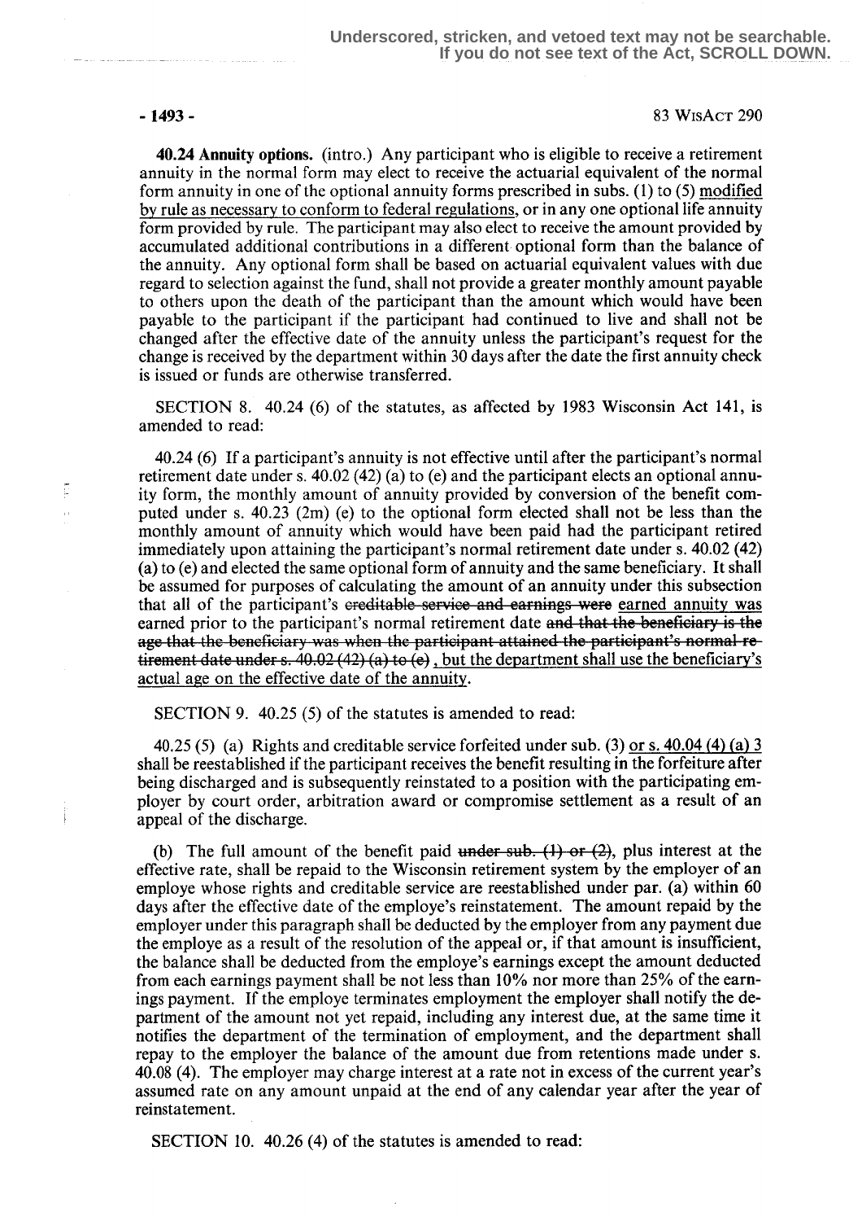**40.24 Annuity options.** (intro.) Any participant who is eligible to receive a retirement annuity in the normal form may elect to receive the actuarial equivalent of the normal form annuity in one of the optional annuity forms prescribed in subs. (1) to (5) modified by rule as necessary to conform to federal regulations, or in any one optional life annuity form provided by rule. The participant may also elect to receive the amount provided by accumulated additional contributions in a different optional form than the balance of the annuity. Any optional form shall be based on actuarial equivalent values with due regard to selection against the fund, shall not provide a greater monthly amount payable to others upon the death of the participant than the amount which would have been payable to the participant if the participant had continued to live and shall not be changed after the effective date of the annuity unless the participant's request for the change is received by the department within 30 days after the date the first annuity check is issued or funds are otherwise transferred.

SECTION 8. 40.24 (6) of the statutes, as affected by 1983 Wisconsin Act 141, is amended to read:

40.24 (6) If a participant's annuity is not effective until after the participant's normal retirement date under s. 40.02 (42) (a) to (e) and the participant elects an optional annuity form, the monthly amount of annuity provided by conversion of the benefit computed under s. 40.23 (2m) (e) to the optional form elected shall not be less than the monthly amount of annuity which would have been paid had the participant retired immediately upon attaining the participant's normal retirement date under s. 40.02 (42) (a) to (e) and elected the same optional form of annuity and the same beneficiary. It shall be assumed for purposes of calculating the amount of an annuity under this subsection that all of the participant's ~~creditable service and earnings were~~ earned annuity was earned prior to the participant's normal retirement date ~~and that the beneficiary is the age that the beneficiary was when the participant attained the participant's normal retirement date under s. 40.02 (42) (a) to (e)~~ , but the department shall use the beneficiary's actual age on the effective date of the annuity.

SECTION 9. 40.25 (5) of the statutes is amended to read:

40.25 (5) (a) Rights and creditable service forfeited under sub. (3) or s. 40.04 (4) (a) 3 shall be reestablished if the participant receives the benefit resulting in the forfeiture after being discharged and is subsequently reinstated to a position with the participating employer by court order, arbitration award or compromise settlement as a result of an appeal of the discharge.

(b) The full amount of the benefit paid ~~under sub. (1) or (2)~~, plus interest at the effective rate, shall be repaid to the Wisconsin retirement system by the employer of an employe whose rights and creditable service are reestablished under par. (a) within 60 days after the effective date of the employe's reinstatement. The amount repaid by the employer under this paragraph shall be deducted by the employer from any payment due the employe as a result of the resolution of the appeal or, if that amount is insufficient, the balance shall be deducted from the employe's earnings except the amount deducted from each earnings payment shall be not less than 10% nor more than 25% of the earnings payment. If the employe terminates employment the employer shall notify the department of the amount not yet repaid, including any interest due, at the same time it notifies the department of the termination of employment, and the department shall repay to the employer the balance of the amount due from retentions made under s. 40.08 (4). The employer may charge interest at a rate not in excess of the current year's assumed rate on any amount unpaid at the end of any calendar year after the year of reinstatement.

SECTION 10. 40.26 (4) of the statutes is amended to read: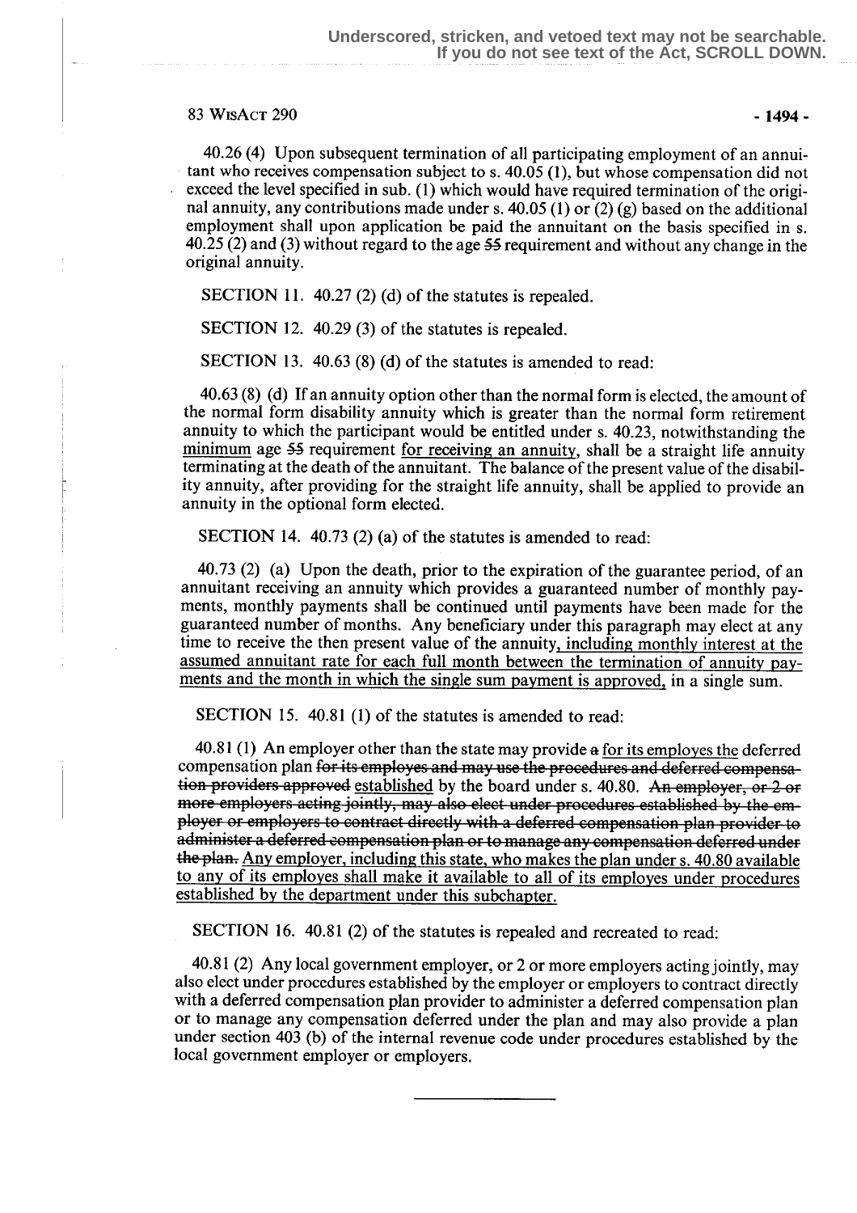40.26 (4) Upon subsequent termination of all participating employment of an annuitant who receives compensation subject to s. 40.05 (1), but whose compensation did not exceed the level specified in sub. (1) which would have required termination of the original annuity, any contributions made under s. 40.05 (1) or (2) (g) based on the additional employment shall upon application be paid the annuitant on the basis specified in s. 40.25 (2) and (3) without regard to the age ~~55~~ requirement and without any change in the original annuity.

SECTION 11. 40.27 (2) (d) of the statutes is repealed.

SECTION 12. 40.29 (3) of the statutes is repealed.

SECTION 13. 40.63 (8) (d) of the statutes is amended to read:

40.63 (8) (d) If an annuity option other than the normal form is elected, the amount of the normal form disability annuity which is greater than the normal form retirement annuity to which the participant would be entitled under s. 40.23, notwithstanding the minimum age ~~55~~ requirement for receiving an annuity, shall be a straight life annuity terminating at the death of the annuitant. The balance of the present value of the disability annuity, after providing for the straight life annuity, shall be applied to provide an annuity in the optional form elected.

SECTION 14. 40.73 (2) (a) of the statutes is amended to read:

40.73 (2) (a) Upon the death, prior to the expiration of the guarantee period, of an annuitant receiving an annuity which provides a guaranteed number of monthly payments, monthly payments shall be continued until payments have been made for the guaranteed number of months. Any beneficiary under this paragraph may elect at any time to receive the then present value of the annuity, including monthly interest at the assumed annuitant rate for each full month between the termination of annuity payments and the month in which the single sum payment is approved, in a single sum.

SECTION 15. 40.81 (1) of the statutes is amended to read:

40.81 (1) An employer other than the state may provide ~~a~~ for its employes the deferred compensation plan ~~for its employes and may use the procedures and deferred compensation providers approved~~ established by the board under s. 40.80. ~~An employer, or 2 or more employers acting jointly, may also elect under procedures established by the employer or employers to contract directly with a deferred compensation plan provider to administer a deferred compensation plan or to manage any compensation deferred under the plan.~~ Any employer, including this state, who makes the plan under s. 40.80 available to any of its employes shall make it available to all of its employes under procedures established by the department under this subchapter.

SECTION 16. 40.81 (2) of the statutes is repealed and recreated to read:

40.81 (2) Any local government employer, or 2 or more employers acting jointly, may also elect under procedures established by the employer or employers to contract directly with a deferred compensation plan provider to administer a deferred compensation plan or to manage any compensation deferred under the plan and may also provide a plan under section 403 (b) of the internal revenue code under procedures established by the local government employer or employers.

---